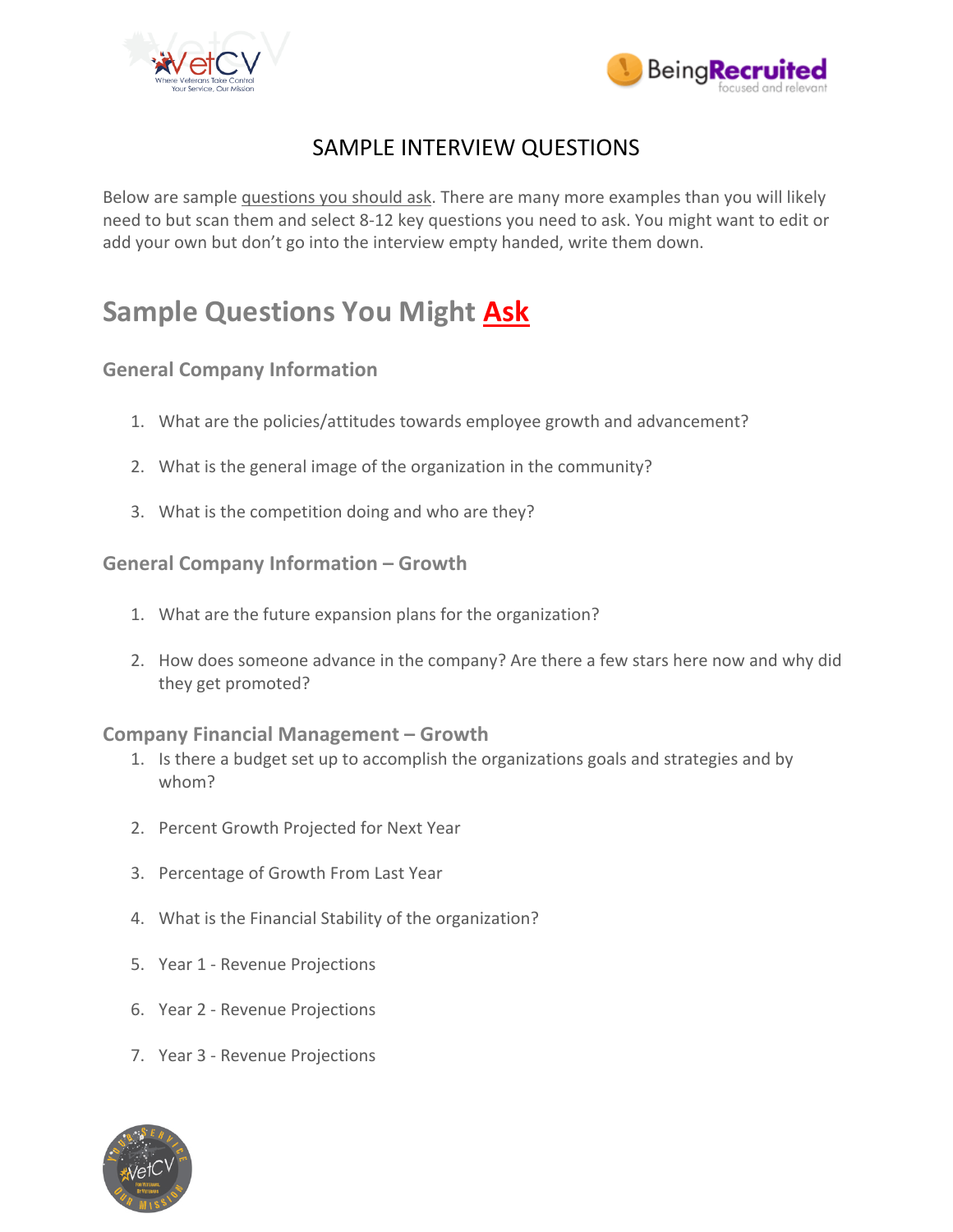# SAMPLE INTERVIEW QUESTIONS

Below are sample questions you should ask. There are many more examples than you will likely need to but scan them and select 8-12 key questions you need to ask. You might want to edit or add your own but don't go into the interview empty handed, write them down.

## Sample Questions You Might Ask

### General Company Information

1. What are the policies/attitudes towards employee growth and advancement?
2. What is the general image of the organization in the community?
3. What is the competition doing and who are they?

### General Company Information – Growth

1. What are the future expansion plans for the organization?
2. How does someone advance in the company? Are there a few stars here now and why did they get promoted?

### Company Financial Management – Growth

1. Is there a budget set up to accomplish the organizations goals and strategies and by whom?
2. Percent Growth Projected for Next Year
3. Percentage of Growth From Last Year
4. What is the Financial Stability of the organization?
5. Year 1 - Revenue Projections
6. Year 2 - Revenue Projections
7. Year 3 - Revenue Projections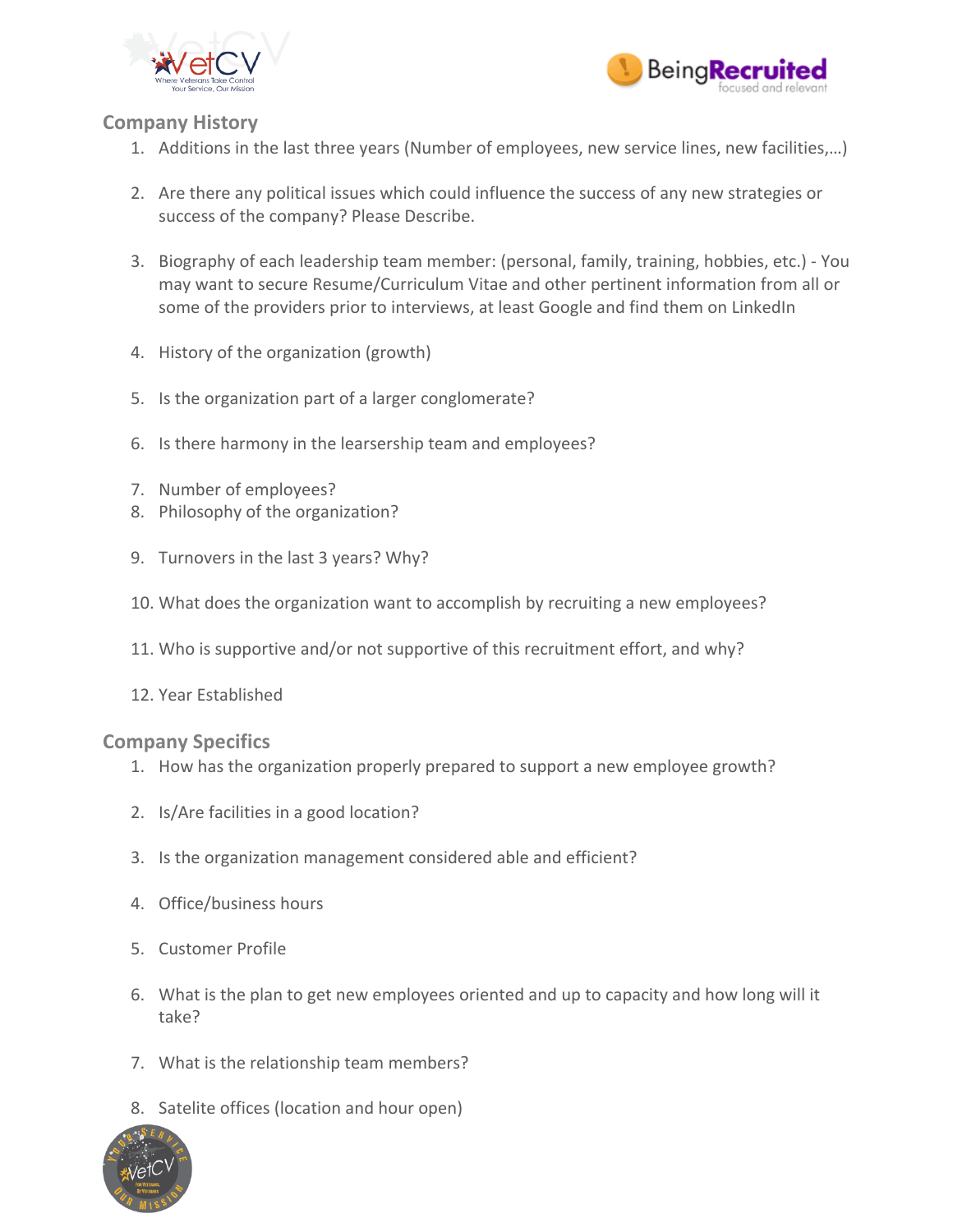## Company History

1. Additions in the last three years (Number of employees, new service lines, new facilities,…)

2. Are there any political issues which could influence the success of any new strategies or success of the company? Please Describe.

3. Biography of each leadership team member: (personal, family, training, hobbies, etc.) - You may want to secure Resume/Curriculum Vitae and other pertinent information from all or some of the providers prior to interviews, at least Google and find them on LinkedIn

4. History of the organization (growth)

5. Is the organization part of a larger conglomerate?

6. Is there harmony in the learsership team and employees?

7. Number of employees?
8. Philosophy of the organization?

9. Turnovers in the last 3 years? Why?

10. What does the organization want to accomplish by recruiting a new employees?

11. Who is supportive and/or not supportive of this recruitment effort, and why?

12. Year Established

## Company Specifics

1. How has the organization properly prepared to support a new employee growth?

2. Is/Are facilities in a good location?

3. Is the organization management considered able and efficient?

4. Office/business hours

5. Customer Profile

6. What is the plan to get new employees oriented and up to capacity and how long will it take?

7. What is the relationship team members?

8. Satelite offices (location and hour open)